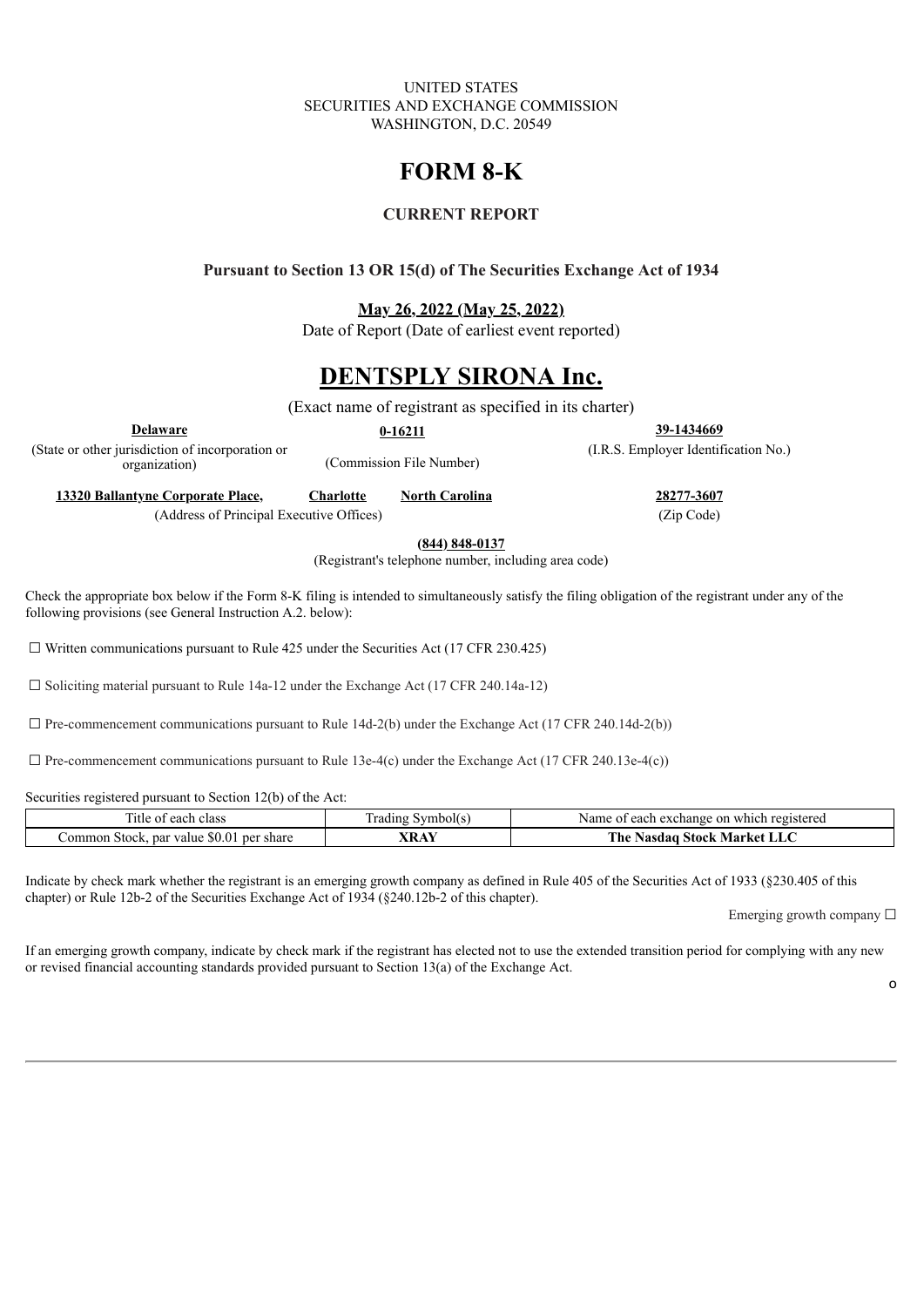UNITED STATES
SECURITIES AND EXCHANGE COMMISSION
WASHINGTON, D.C. 20549

# FORM 8-K

**CURRENT REPORT**

**Pursuant to Section 13 OR 15(d) of The Securities Exchange Act of 1934**

**May 26, 2022 (May 25, 2022)**
Date of Report (Date of earliest event reported)

# DENTSPLY SIRONA Inc.

(Exact name of registrant as specified in its charter)

| **Delaware** | **0-16211** | **39-1434669** |
|---|---|---|
| (State or other jurisdiction of incorporation or organization) | (Commission File Number) | (I.R.S. Employer Identification No.) |

| **13320 Ballantyne Corporate Place,** | **Charlotte** | **North Carolina** | **28277-3607** |
|---|---|---|---|
| (Address of Principal Executive Offices) | | | (Zip Code) |

**(844) 848-0137**
(Registrant's telephone number, including area code)

Check the appropriate box below if the Form 8-K filing is intended to simultaneously satisfy the filing obligation of the registrant under any of the following provisions (see General Instruction A.2. below):

☐ Written communications pursuant to Rule 425 under the Securities Act (17 CFR 230.425)

☐ Soliciting material pursuant to Rule 14a-12 under the Exchange Act (17 CFR 240.14a-12)

☐ Pre-commencement communications pursuant to Rule 14d-2(b) under the Exchange Act (17 CFR 240.14d-2(b))

☐ Pre-commencement communications pursuant to Rule 13e-4(c) under the Exchange Act (17 CFR 240.13e-4(c))

Securities registered pursuant to Section 12(b) of the Act:

| Title of each class | Trading Symbol(s) | Name of each exchange on which registered |
|---|---|---|
| Common Stock, par value $0.01 per share | **XRAY** | **The Nasdaq Stock Market LLC** |

Indicate by check mark whether the registrant is an emerging growth company as defined in Rule 405 of the Securities Act of 1933 (§230.405 of this chapter) or Rule 12b-2 of the Securities Exchange Act of 1934 (§240.12b-2 of this chapter).

Emerging growth company ☐

If an emerging growth company, indicate by check mark if the registrant has elected not to use the extended transition period for complying with any new or revised financial accounting standards provided pursuant to Section 13(a) of the Exchange Act.

o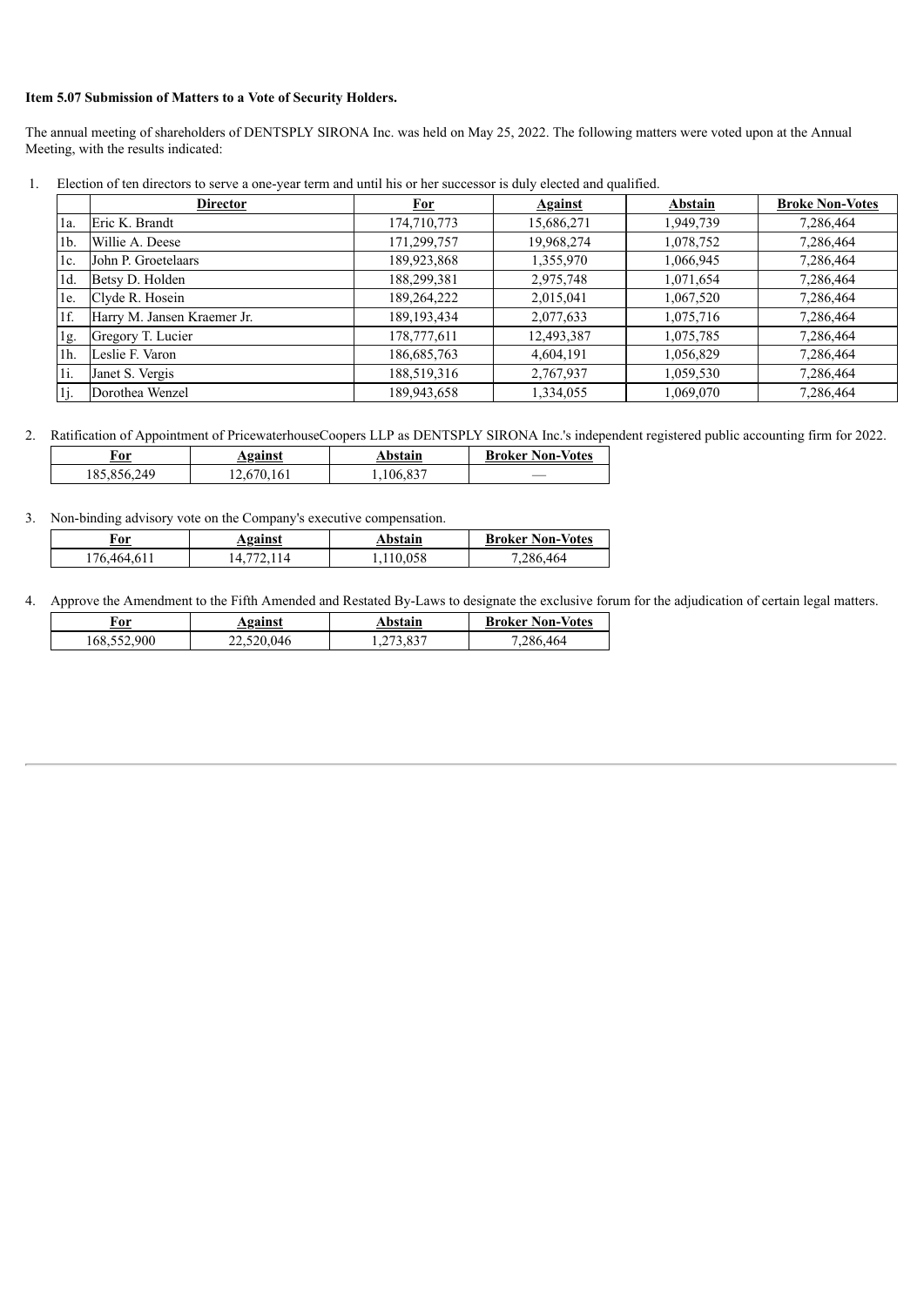**Item 5.07 Submission of Matters to a Vote of Security Holders.**

The annual meeting of shareholders of DENTSPLY SIRONA Inc. was held on May 25, 2022. The following matters were voted upon at the Annual Meeting, with the results indicated:

1. Election of ten directors to serve a one-year term and until his or her successor is duly elected and qualified.

| | Director | For | Against | Abstain | Broke Non-Votes |
|---|---|---|---|---|---|
| 1a. | Eric K. Brandt | 174,710,773 | 15,686,271 | 1,949,739 | 7,286,464 |
| 1b. | Willie A. Deese | 171,299,757 | 19,968,274 | 1,078,752 | 7,286,464 |
| 1c. | John P. Groetelaars | 189,923,868 | 1,355,970 | 1,066,945 | 7,286,464 |
| 1d. | Betsy D. Holden | 188,299,381 | 2,975,748 | 1,071,654 | 7,286,464 |
| 1e. | Clyde R. Hosein | 189,264,222 | 2,015,041 | 1,067,520 | 7,286,464 |
| 1f. | Harry M. Jansen Kraemer Jr. | 189,193,434 | 2,077,633 | 1,075,716 | 7,286,464 |
| 1g. | Gregory T. Lucier | 178,777,611 | 12,493,387 | 1,075,785 | 7,286,464 |
| 1h. | Leslie F. Varon | 186,685,763 | 4,604,191 | 1,056,829 | 7,286,464 |
| 1i. | Janet S. Vergis | 188,519,316 | 2,767,937 | 1,059,530 | 7,286,464 |
| 1j. | Dorothea Wenzel | 189,943,658 | 1,334,055 | 1,069,070 | 7,286,464 |

2. Ratification of Appointment of PricewaterhouseCoopers LLP as DENTSPLY SIRONA Inc.'s independent registered public accounting firm for 2022.

| For | Against | Abstain | Broker Non-Votes |
|---|---|---|---|
| 185,856,249 | 12,670,161 | 1,106,837 | — |

3. Non-binding advisory vote on the Company's executive compensation.

| For | Against | Abstain | Broker Non-Votes |
|---|---|---|---|
| 176,464,611 | 14,772,114 | 1,110,058 | 7,286,464 |

4. Approve the Amendment to the Fifth Amended and Restated By-Laws to designate the exclusive forum for the adjudication of certain legal matters.

| For | Against | Abstain | Broker Non-Votes |
|---|---|---|---|
| 168,552,900 | 22,520,046 | 1,273,837 | 7,286,464 |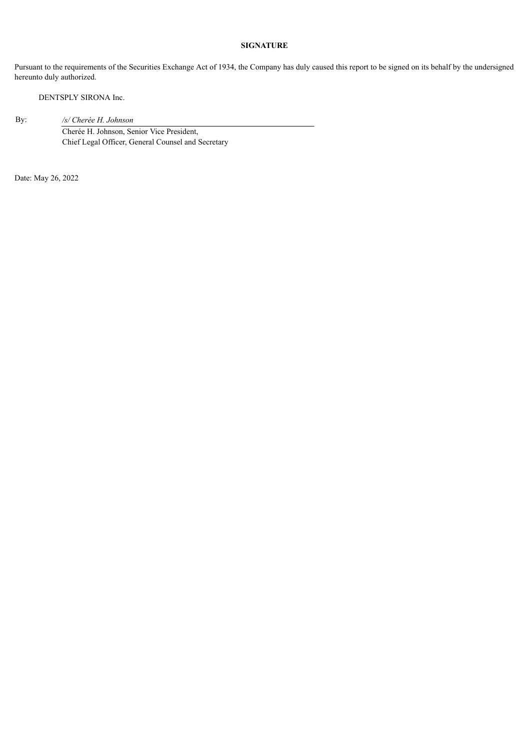**SIGNATURE**

Pursuant to the requirements of the Securities Exchange Act of 1934, the Company has duly caused this report to be signed on its behalf by the undersigned hereunto duly authorized.

DENTSPLY SIRONA Inc.

By: */s/ Cherée H. Johnson*

Cherée H. Johnson, Senior Vice President,
Chief Legal Officer, General Counsel and Secretary

Date: May 26, 2022